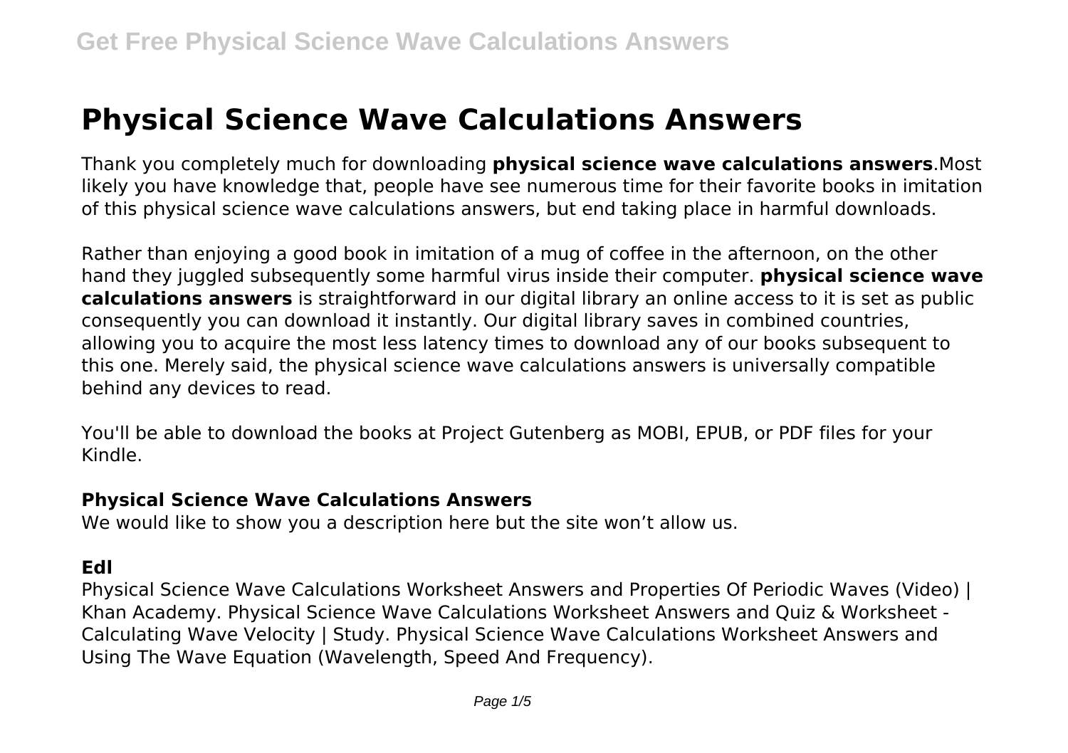# Physical Science Wave Calculations Answers

Thank you completely much for downloading **physical science wave calculations answers**.Most likely you have knowledge that, people have see numerous time for their favorite books in imitation of this physical science wave calculations answers, but end taking place in harmful downloads.

Rather than enjoying a good book in imitation of a mug of coffee in the afternoon, on the other hand they juggled subsequently some harmful virus inside their computer. **physical science wave calculations answers** is straightforward in our digital library an online access to it is set as public consequently you can download it instantly. Our digital library saves in combined countries, allowing you to acquire the most less latency times to download any of our books subsequent to this one. Merely said, the physical science wave calculations answers is universally compatible behind any devices to read.

You'll be able to download the books at Project Gutenberg as MOBI, EPUB, or PDF files for your Kindle.

### Physical Science Wave Calculations Answers

We would like to show you a description here but the site won't allow us.

### Edl

Physical Science Wave Calculations Worksheet Answers and Properties Of Periodic Waves (Video) | Khan Academy. Physical Science Wave Calculations Worksheet Answers and Quiz & Worksheet - Calculating Wave Velocity | Study. Physical Science Wave Calculations Worksheet Answers and Using The Wave Equation (Wavelength, Speed And Frequency).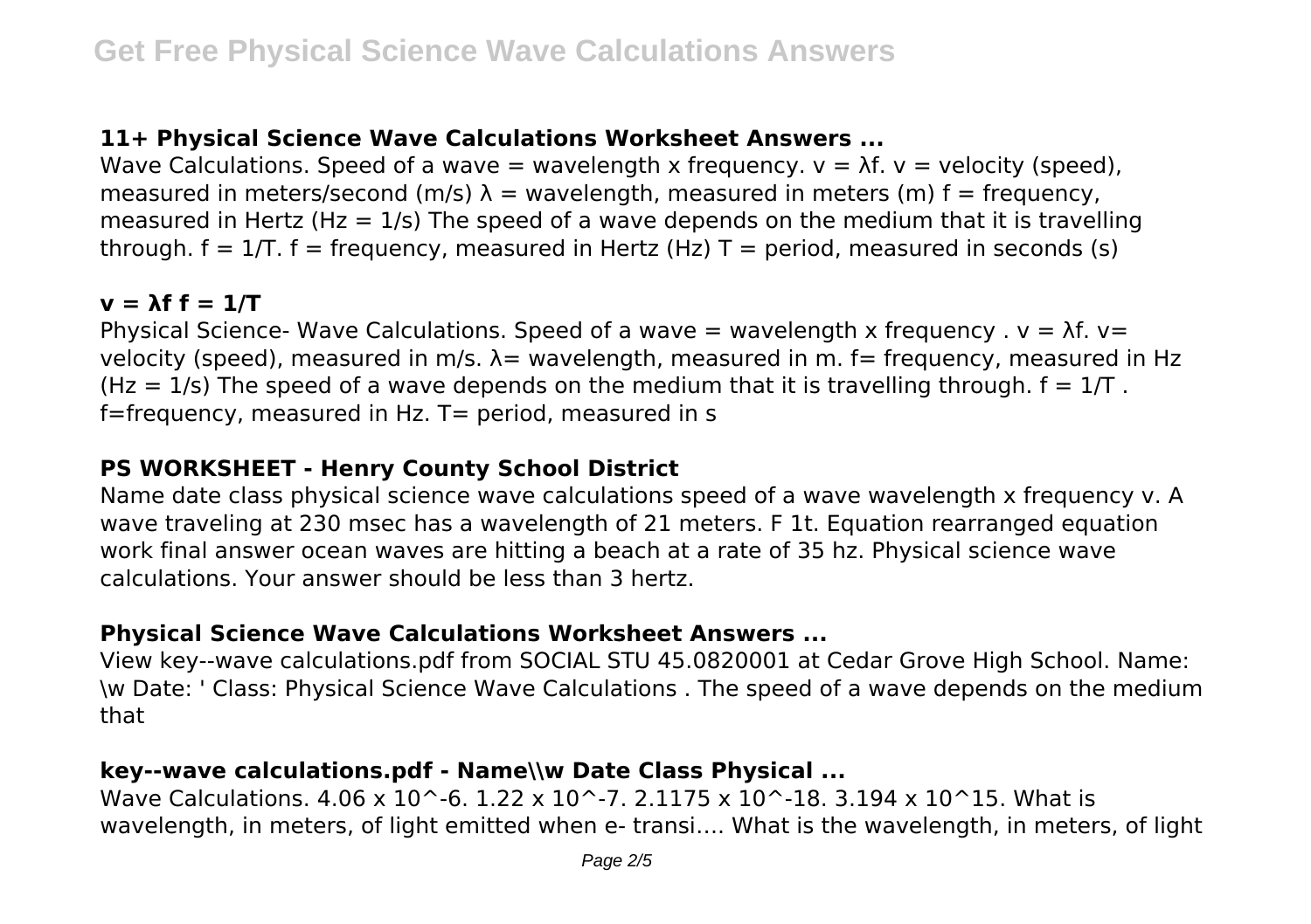### 11+ Physical Science Wave Calculations Worksheet Answers ...

Wave Calculations. Speed of a wave = wavelength x frequency. $v = \lambda f$. v = velocity (speed), measured in meters/second (m/s) $\lambda$ = wavelength, measured in meters (m) f = frequency, measured in Hertz (Hz = 1/s) The speed of a wave depends on the medium that it is travelling through. $f = 1/T$. f = frequency, measured in Hertz (Hz) T = period, measured in seconds (s)

### $v = \lambda f$ $f = 1/T$

Physical Science- Wave Calculations. Speed of a wave = wavelength x frequency . $v = \lambda f$. v= velocity (speed), measured in m/s. $\lambda$= wavelength, measured in m. f= frequency, measured in Hz (Hz = 1/s) The speed of a wave depends on the medium that it is travelling through. $f = 1/T$ . f=frequency, measured in Hz. T= period, measured in s

### PS WORKSHEET - Henry County School District

Name date class physical science wave calculations speed of a wave wavelength x frequency v. A wave traveling at 230 msec has a wavelength of 21 meters. F 1t. Equation rearranged equation work final answer ocean waves are hitting a beach at a rate of 35 hz. Physical science wave calculations. Your answer should be less than 3 hertz.

### Physical Science Wave Calculations Worksheet Answers ...

View key--wave calculations.pdf from SOCIAL STU 45.0820001 at Cedar Grove High School. Name: \w Date: ' Class: Physical Science Wave Calculations . The speed of a wave depends on the medium that

### key--wave calculations.pdf - Name\\w Date Class Physical ...

Wave Calculations. $4.06 \times 10^{-6}$. $1.22 \times 10^{-7}$. $2.1175 \times 10^{-18}$. $3.194 \times 10^{15}$. What is wavelength, in meters, of light emitted when e- transi…. What is the wavelength, in meters, of light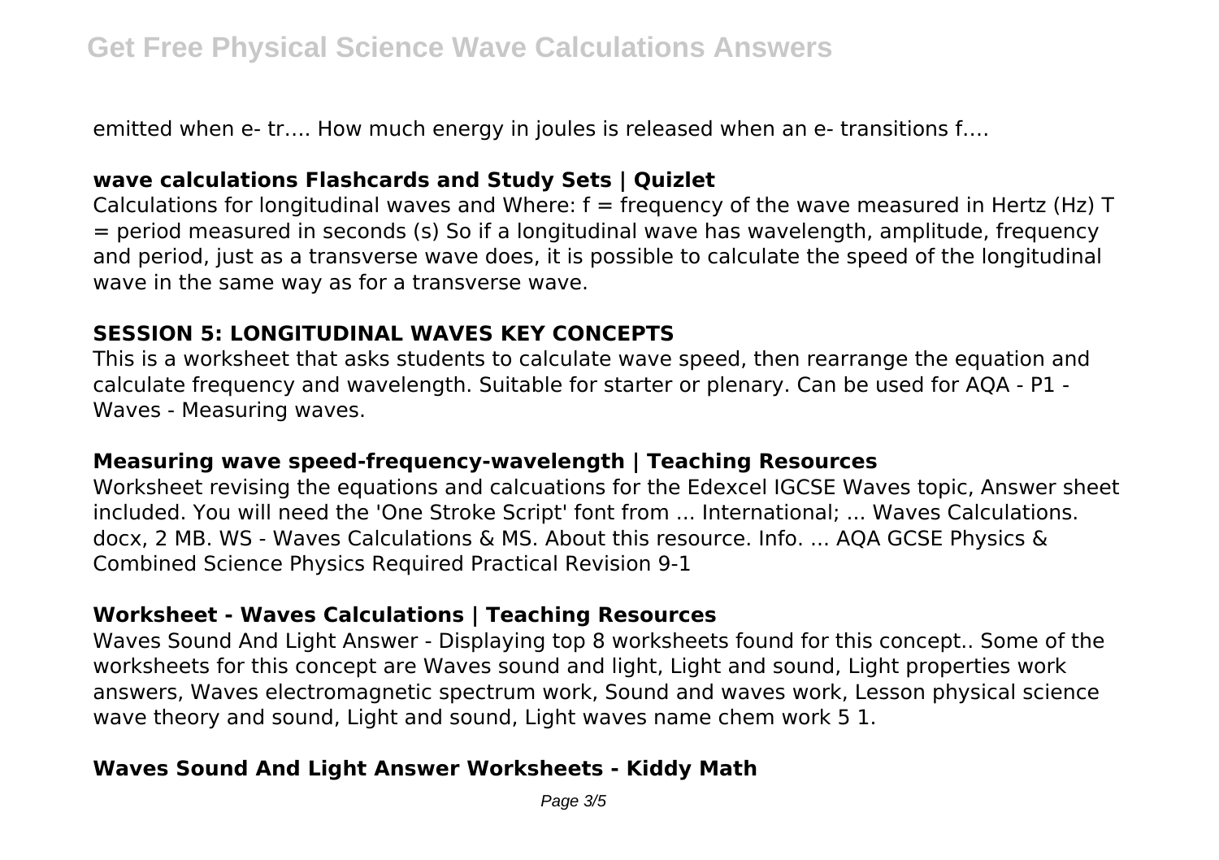emitted when e- tr…. How much energy in joules is released when an e- transitions f….

### wave calculations Flashcards and Study Sets | Quizlet

Calculations for longitudinal waves and Where: $f$ = frequency of the wave measured in Hertz (Hz) $T$ = period measured in seconds (s) So if a longitudinal wave has wavelength, amplitude, frequency and period, just as a transverse wave does, it is possible to calculate the speed of the longitudinal wave in the same way as for a transverse wave.

### SESSION 5: LONGITUDINAL WAVES KEY CONCEPTS

This is a worksheet that asks students to calculate wave speed, then rearrange the equation and calculate frequency and wavelength. Suitable for starter or plenary. Can be used for AQA - P1 - Waves - Measuring waves.

### Measuring wave speed-frequency-wavelength | Teaching Resources

Worksheet revising the equations and calcuations for the Edexcel IGCSE Waves topic, Answer sheet included. You will need the 'One Stroke Script' font from ... International; ... Waves Calculations. docx, 2 MB. WS - Waves Calculations & MS. About this resource. Info. ... AQA GCSE Physics & Combined Science Physics Required Practical Revision 9-1

### Worksheet - Waves Calculations | Teaching Resources

Waves Sound And Light Answer - Displaying top 8 worksheets found for this concept.. Some of the worksheets for this concept are Waves sound and light, Light and sound, Light properties work answers, Waves electromagnetic spectrum work, Sound and waves work, Lesson physical science wave theory and sound, Light and sound, Light waves name chem work 5 1.

### Waves Sound And Light Answer Worksheets - Kiddy Math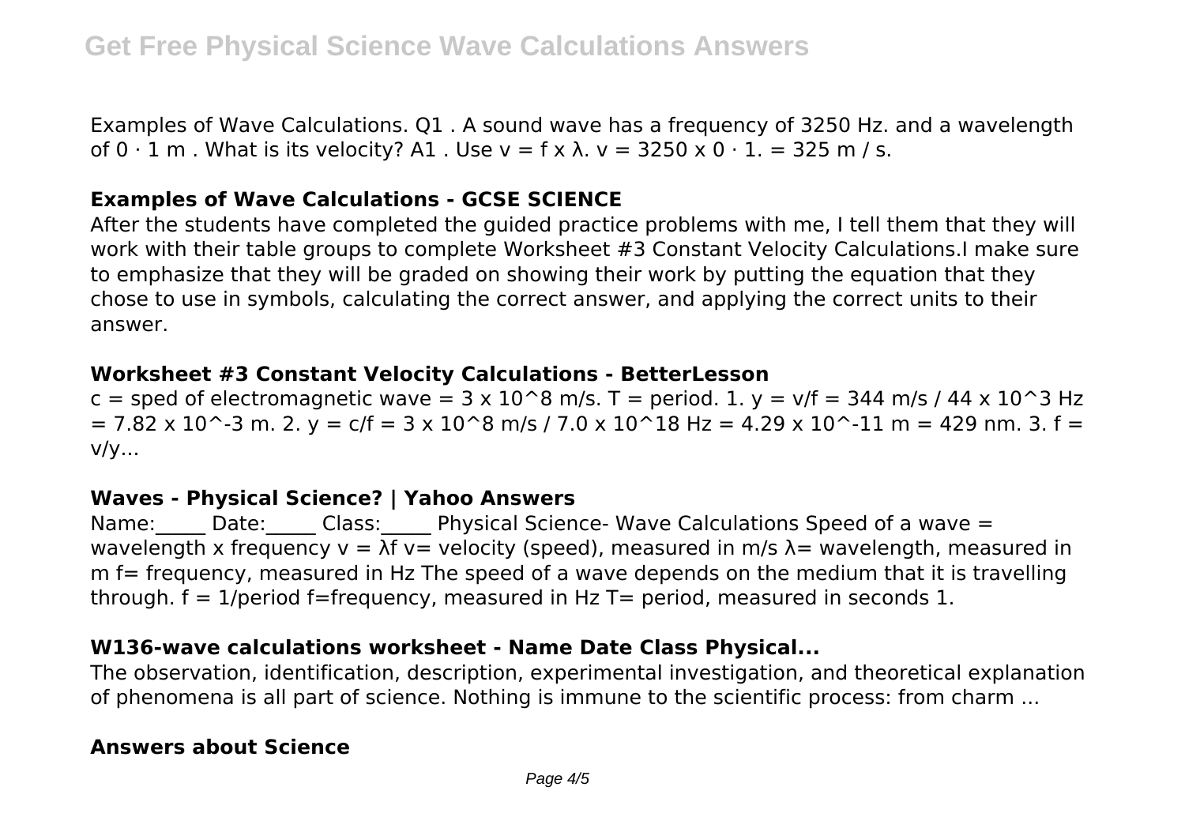Examples of Wave Calculations. Q1 . A sound wave has a frequency of 3250 Hz. and a wavelength of $0 \cdot 1$ m . What is its velocity? A1 . Use $v = f \times \lambda$. $v = 3250 \times 0 \cdot 1. = 325$ m / s.

### Examples of Wave Calculations - GCSE SCIENCE

After the students have completed the guided practice problems with me, I tell them that they will work with their table groups to complete Worksheet #3 Constant Velocity Calculations.I make sure to emphasize that they will be graded on showing their work by putting the equation that they chose to use in symbols, calculating the correct answer, and applying the correct units to their answer.

### Worksheet #3 Constant Velocity Calculations - BetterLesson

c = sped of electromagnetic wave = $3 \times 10^8$ m/s. T = period. 1. $y = v/f = 344$ m/s / $44 \times 10^3$ Hz $= 7.82 \times 10^{-3}$ m. 2. $y = c/f = 3 \times 10^8$ m/s / $7.0 \times 10^{18}$ Hz $= 4.29 \times 10^{-11}$ m = 429 nm. 3. $f = v/y$...

### Waves - Physical Science? | Yahoo Answers

Name:_____ Date:_____ Class:_____ Physical Science- Wave Calculations Speed of a wave = wavelength x frequency $v = \lambda f$ v= velocity (speed), measured in m/s $\lambda$= wavelength, measured in m f= frequency, measured in Hz The speed of a wave depends on the medium that it is travelling through. $f = 1/\text{period}$ f=frequency, measured in Hz T= period, measured in seconds 1.

### W136-wave calculations worksheet - Name Date Class Physical...

The observation, identification, description, experimental investigation, and theoretical explanation of phenomena is all part of science. Nothing is immune to the scientific process: from charm ...

### Answers about Science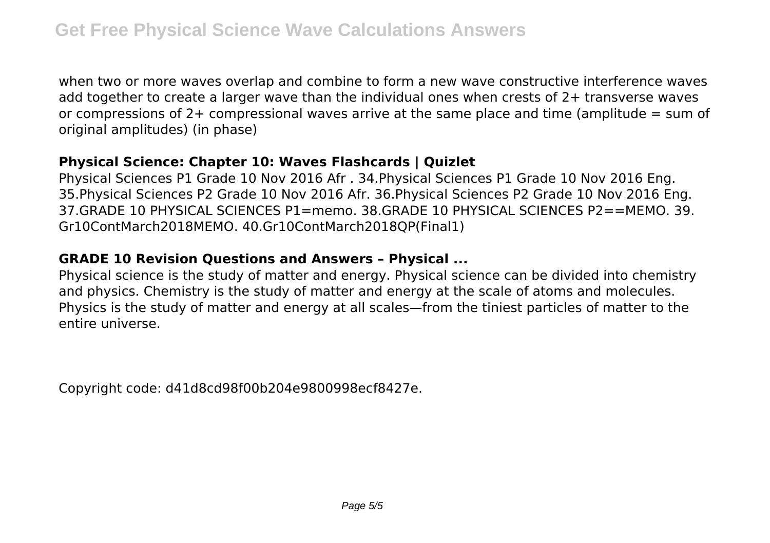when two or more waves overlap and combine to form a new wave constructive interference waves add together to create a larger wave than the individual ones when crests of 2+ transverse waves or compressions of 2+ compressional waves arrive at the same place and time (amplitude = sum of original amplitudes) (in phase)

**Physical Science: Chapter 10: Waves Flashcards | Quizlet**

Physical Sciences P1 Grade 10 Nov 2016 Afr . 34.Physical Sciences P1 Grade 10 Nov 2016 Eng. 35.Physical Sciences P2 Grade 10 Nov 2016 Afr. 36.Physical Sciences P2 Grade 10 Nov 2016 Eng. 37.GRADE 10 PHYSICAL SCIENCES P1=memo. 38.GRADE 10 PHYSICAL SCIENCES P2==MEMO. 39. Gr10ContMarch2018MEMO. 40.Gr10ContMarch2018QP(Final1)

**GRADE 10 Revision Questions and Answers – Physical ...**

Physical science is the study of matter and energy. Physical science can be divided into chemistry and physics. Chemistry is the study of matter and energy at the scale of atoms and molecules. Physics is the study of matter and energy at all scales—from the tiniest particles of matter to the entire universe.

Copyright code: d41d8cd98f00b204e9800998ecf8427e.